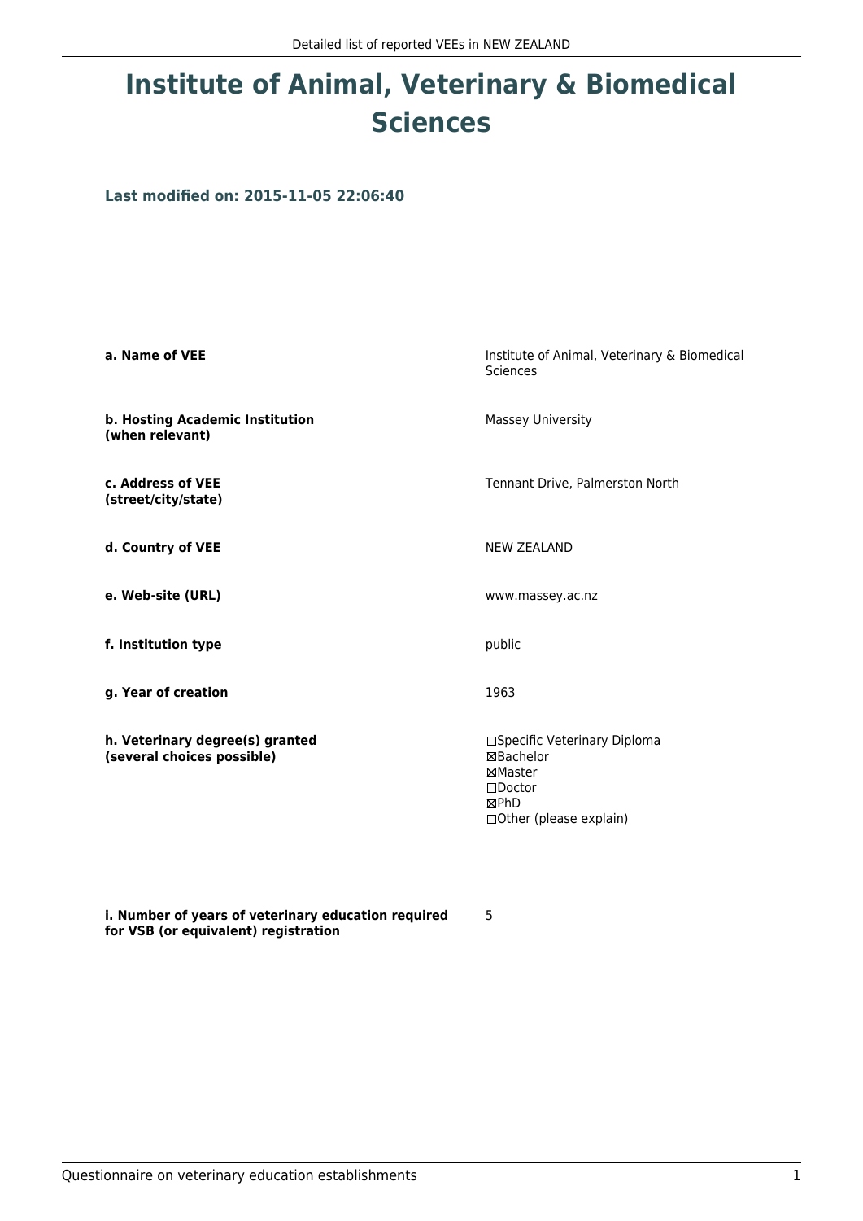# Institute of Animal, Veterinary & Biomedical Sciences

### Last modified on: 2015-11-05 22:06:40

| | |
|---|---|
| **a. Name of VEE** | Institute of Animal, Veterinary & Biomedical Sciences |
| **b. Hosting Academic Institution (when relevant)** | Massey University |
| **c. Address of VEE (street/city/state)** | Tennant Drive, Palmerston North |
| **d. Country of VEE** | NEW ZEALAND |
| **e. Web-site (URL)** | www.massey.ac.nz |
| **f. Institution type** | public |
| **g. Year of creation** | 1963 |
| **h. Veterinary degree(s) granted (several choices possible)** | ☐Specific Veterinary Diploma<br>☒Bachelor<br>☒Master<br>☐Doctor<br>☒PhD<br>☐Other (please explain) |
| **i. Number of years of veterinary education required for VSB (or equivalent) registration** | 5 |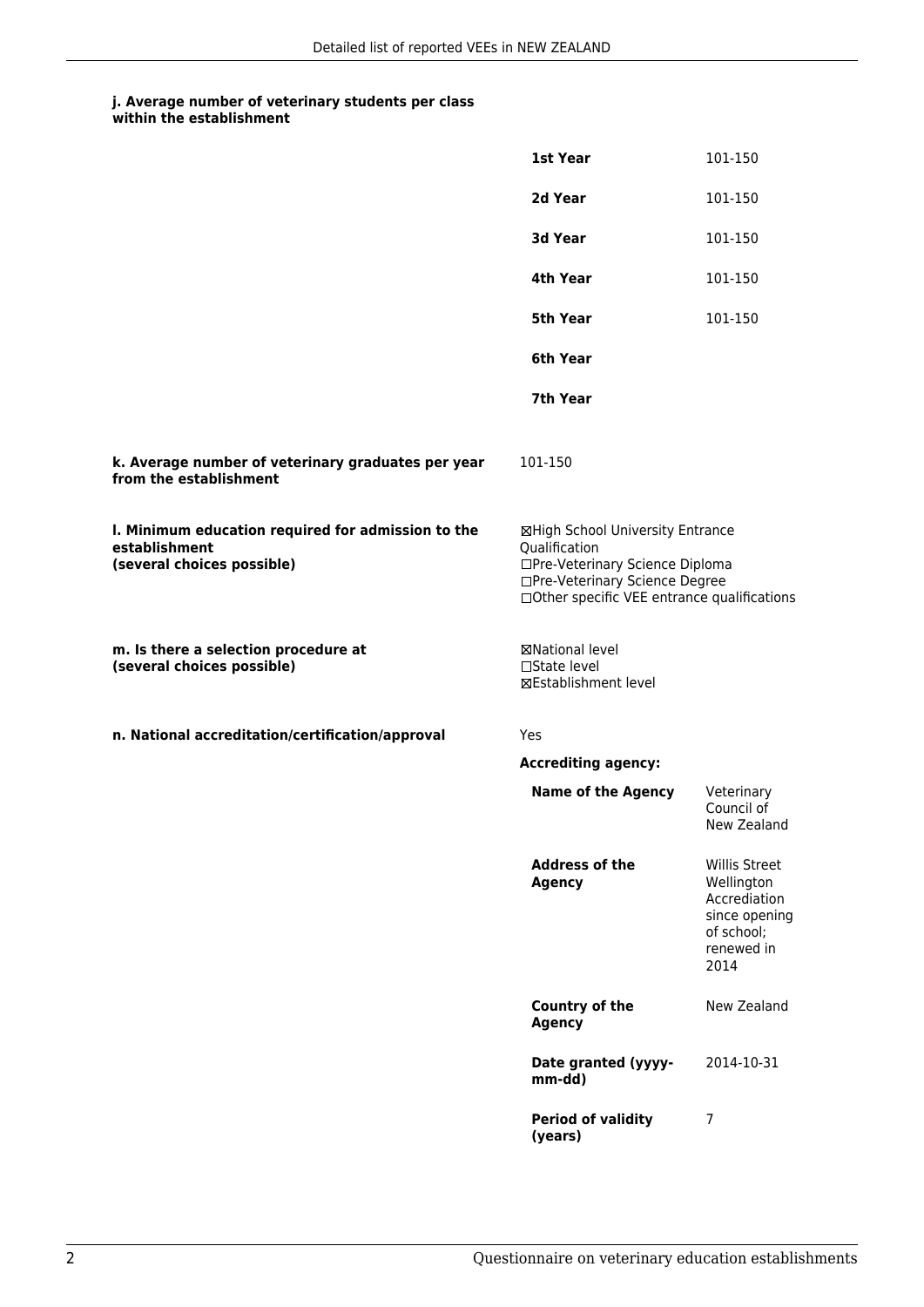**j. Average number of veterinary students per class within the establishment**

| | |
|---|---|
| **1st Year** | 101-150 |
| **2d Year** | 101-150 |
| **3d Year** | 101-150 |
| **4th Year** | 101-150 |
| **5th Year** | 101-150 |
| **6th Year** | |
| **7th Year** | |

**k. Average number of veterinary graduates per year from the establishment**

101-150

**l. Minimum education required for admission to the establishment (several choices possible)**

☒High School University Entrance Qualification
☐Pre-Veterinary Science Diploma
☐Pre-Veterinary Science Degree
☐Other specific VEE entrance qualifications

**m. Is there a selection procedure at (several choices possible)**

☒National level
☐State level
☒Establishment level

**n. National accreditation/certification/approval**

Yes

**Accrediting agency:**

| | |
|---|---|
| **Name of the Agency** | Veterinary Council of New Zealand |
| **Address of the Agency** | Willis Street Wellington Accrediation since opening of school; renewed in 2014 |
| **Country of the Agency** | New Zealand |
| **Date granted (yyyy-mm-dd)** | 2014-10-31 |
| **Period of validity (years)** | 7 |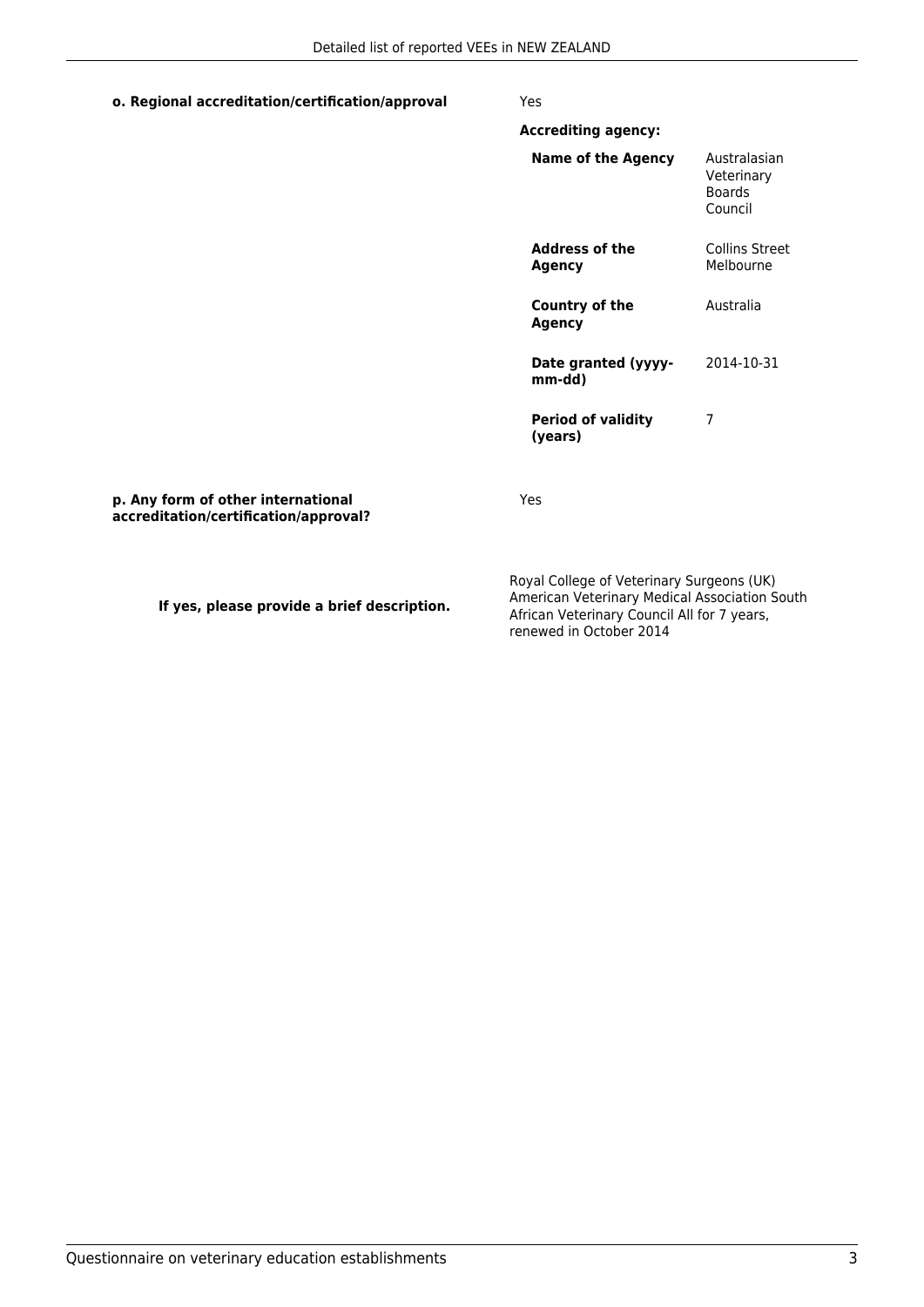**o. Regional accreditation/certification/approval** Yes

**Accrediting agency:**

| | |
|---|---|
| **Name of the Agency** | Australasian Veterinary Boards Council |
| **Address of the Agency** | Collins Street Melbourne |
| **Country of the Agency** | Australia |
| **Date granted (yyyy-mm-dd)** | 2014-10-31 |
| **Period of validity (years)** | 7 |

**p. Any form of other international accreditation/certification/approval?** Yes

**If yes, please provide a brief description.** Royal College of Veterinary Surgeons (UK) American Veterinary Medical Association South African Veterinary Council All for 7 years, renewed in October 2014